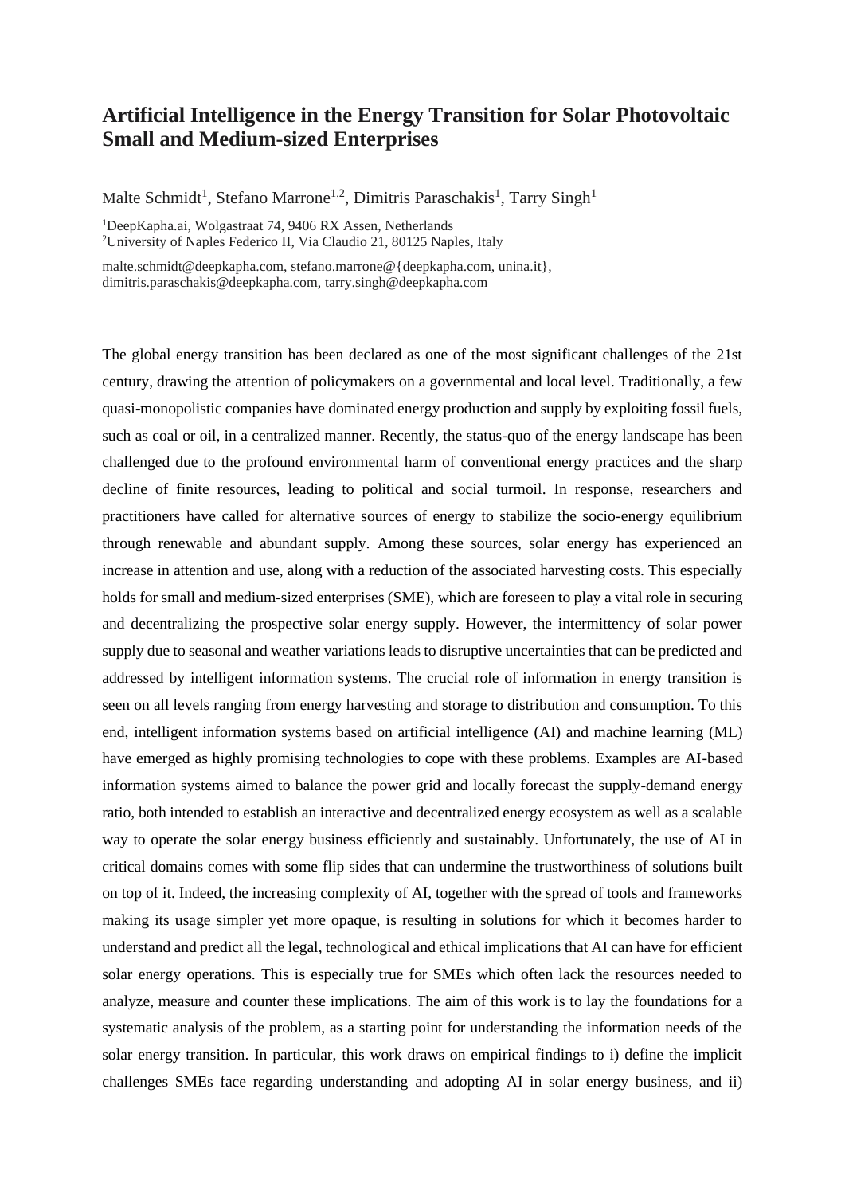# Artificial Intelligence in the Energy Transition for Solar Photovoltaic Small and Medium-sized Enterprises

Malte Schmidt[1], Stefano Marrone[1,2], Dimitris Paraschakis[1], Tarry Singh[1]

[1]DeepKapha.ai, Wolgastraat 74, 9406 RX Assen, Netherlands
[2]University of Naples Federico II, Via Claudio 21, 80125 Naples, Italy

malte.schmidt@deepkapha.com, stefano.marrone@{deepkapha.com, unina.it}, dimitris.paraschakis@deepkapha.com, tarry.singh@deepkapha.com

The global energy transition has been declared as one of the most significant challenges of the 21st century, drawing the attention of policymakers on a governmental and local level. Traditionally, a few quasi-monopolistic companies have dominated energy production and supply by exploiting fossil fuels, such as coal or oil, in a centralized manner. Recently, the status-quo of the energy landscape has been challenged due to the profound environmental harm of conventional energy practices and the sharp decline of finite resources, leading to political and social turmoil. In response, researchers and practitioners have called for alternative sources of energy to stabilize the socio-energy equilibrium through renewable and abundant supply. Among these sources, solar energy has experienced an increase in attention and use, along with a reduction of the associated harvesting costs. This especially holds for small and medium-sized enterprises (SME), which are foreseen to play a vital role in securing and decentralizing the prospective solar energy supply. However, the intermittency of solar power supply due to seasonal and weather variations leads to disruptive uncertainties that can be predicted and addressed by intelligent information systems. The crucial role of information in energy transition is seen on all levels ranging from energy harvesting and storage to distribution and consumption. To this end, intelligent information systems based on artificial intelligence (AI) and machine learning (ML) have emerged as highly promising technologies to cope with these problems. Examples are AI-based information systems aimed to balance the power grid and locally forecast the supply-demand energy ratio, both intended to establish an interactive and decentralized energy ecosystem as well as a scalable way to operate the solar energy business efficiently and sustainably. Unfortunately, the use of AI in critical domains comes with some flip sides that can undermine the trustworthiness of solutions built on top of it. Indeed, the increasing complexity of AI, together with the spread of tools and frameworks making its usage simpler yet more opaque, is resulting in solutions for which it becomes harder to understand and predict all the legal, technological and ethical implications that AI can have for efficient solar energy operations. This is especially true for SMEs which often lack the resources needed to analyze, measure and counter these implications. The aim of this work is to lay the foundations for a systematic analysis of the problem, as a starting point for understanding the information needs of the solar energy transition. In particular, this work draws on empirical findings to i) define the implicit challenges SMEs face regarding understanding and adopting AI in solar energy business, and ii)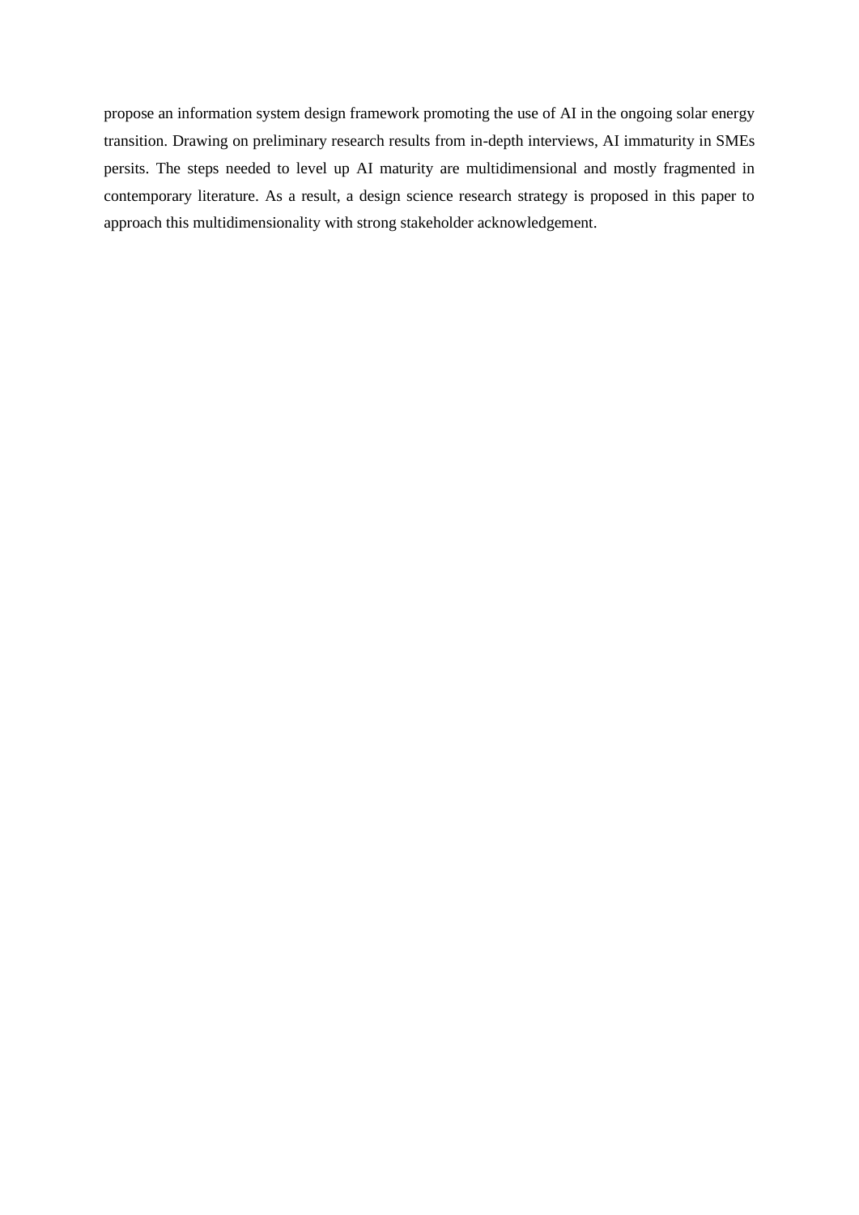propose an information system design framework promoting the use of AI in the ongoing solar energy transition. Drawing on preliminary research results from in-depth interviews, AI immaturity in SMEs persits. The steps needed to level up AI maturity are multidimensional and mostly fragmented in contemporary literature. As a result, a design science research strategy is proposed in this paper to approach this multidimensionality with strong stakeholder acknowledgement.